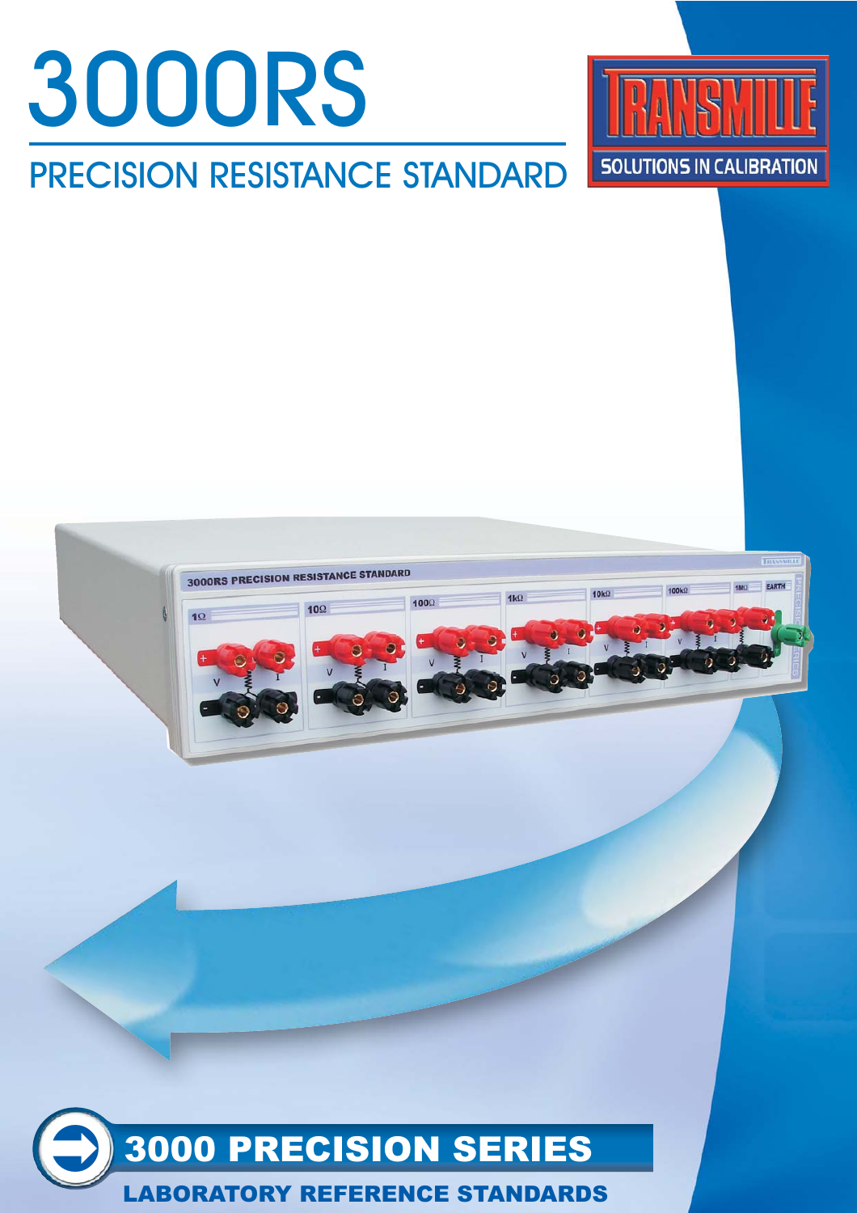# 3000RS

## PRECISION RESISTANCE STANDARD

TRANSMILLE

SOLUTIONS IN CALIBRATION

## 3000 PRECISION SERIES

**LABORATORY REFERENCE STANDARDS**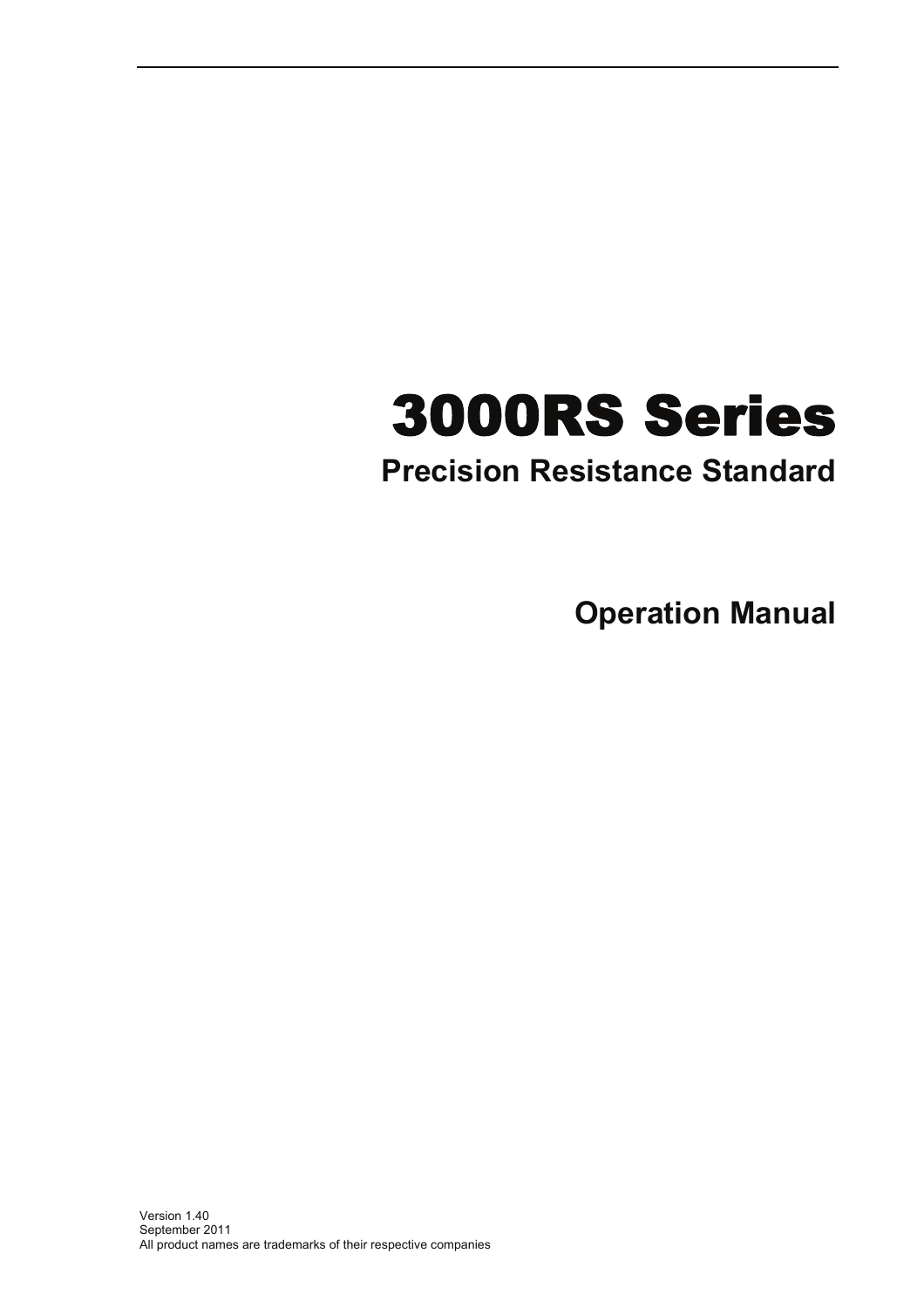# 3000RS Series

## Precision Resistance Standard

## Operation Manual

Version 1.40
September 2011
All product names are trademarks of their respective companies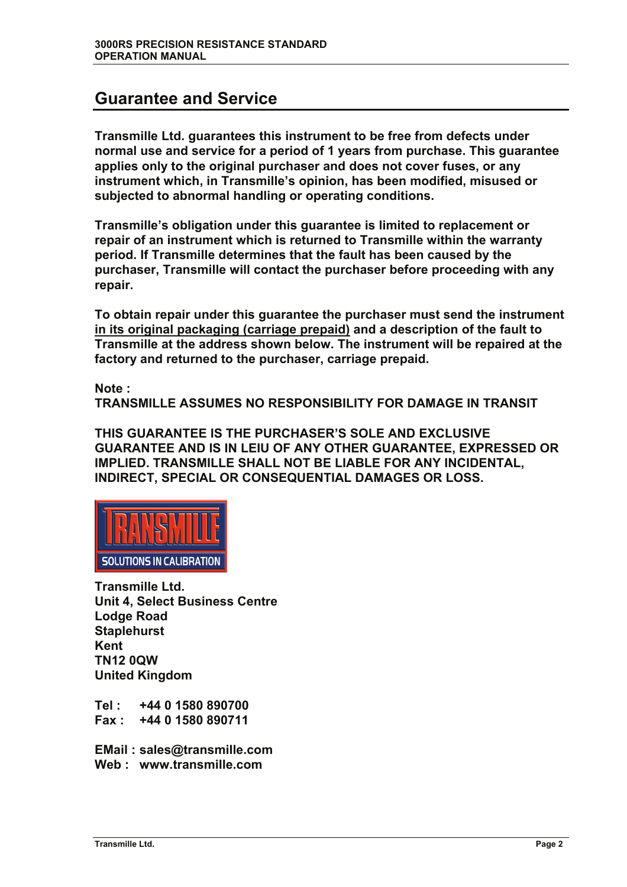## Guarantee and Service

**Transmille Ltd. guarantees this instrument to be free from defects under normal use and service for a period of 1 years from purchase. This guarantee applies only to the original purchaser and does not cover fuses, or any instrument which, in Transmille's opinion, has been modified, misused or subjected to abnormal handling or operating conditions.**

**Transmille's obligation under this guarantee is limited to replacement or repair of an instrument which is returned to Transmille within the warranty period. If Transmille determines that the fault has been caused by the purchaser, Transmille will contact the purchaser before proceeding with any repair.**

**To obtain repair under this guarantee the purchaser must send the instrument <u>in its original packaging (carriage prepaid)</u> and a description of the fault to Transmille at the address shown below. The instrument will be repaired at the factory and returned to the purchaser, carriage prepaid.**

**Note :**
**TRANSMILLE ASSUMES NO RESPONSIBILITY FOR DAMAGE IN TRANSIT**

**THIS GUARANTEE IS THE PURCHASER'S SOLE AND EXCLUSIVE GUARANTEE AND IS IN LEIU OF ANY OTHER GUARANTEE, EXPRESSED OR IMPLIED. TRANSMILLE SHALL NOT BE LIABLE FOR ANY INCIDENTAL, INDIRECT, SPECIAL OR CONSEQUENTIAL DAMAGES OR LOSS.**

TRANSMILLE
SOLUTIONS IN CALIBRATION

**Transmille Ltd.**
**Unit 4, Select Business Centre**
**Lodge Road**
**Staplehurst**
**Kent**
**TN12 0QW**
**United Kingdom**

**Tel : +44 0 1580 890700**
**Fax : +44 0 1580 890711**

**EMail : sales@transmille.com**
**Web : www.transmille.com**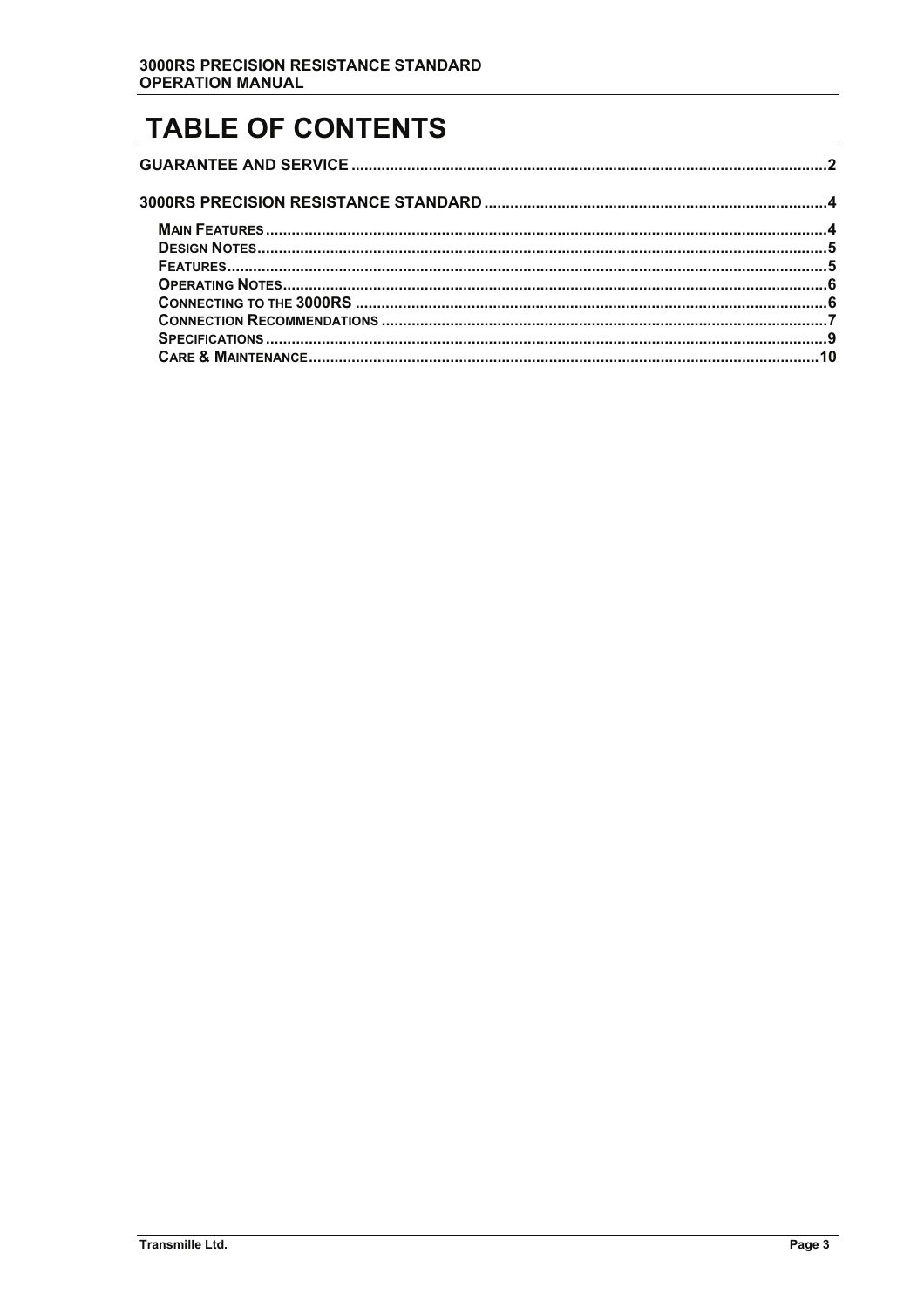# TABLE OF CONTENTS

GUARANTEE AND SERVICE ..........2

3000RS PRECISION RESISTANCE STANDARD ..........4

- MAIN FEATURES ..........4
- DESIGN NOTES ..........5
- FEATURES ..........5
- OPERATING NOTES ..........6
- CONNECTING TO THE 3000RS ..........6
- CONNECTION RECOMMENDATIONS ..........7
- SPECIFICATIONS ..........9
- CARE & MAINTENANCE ..........10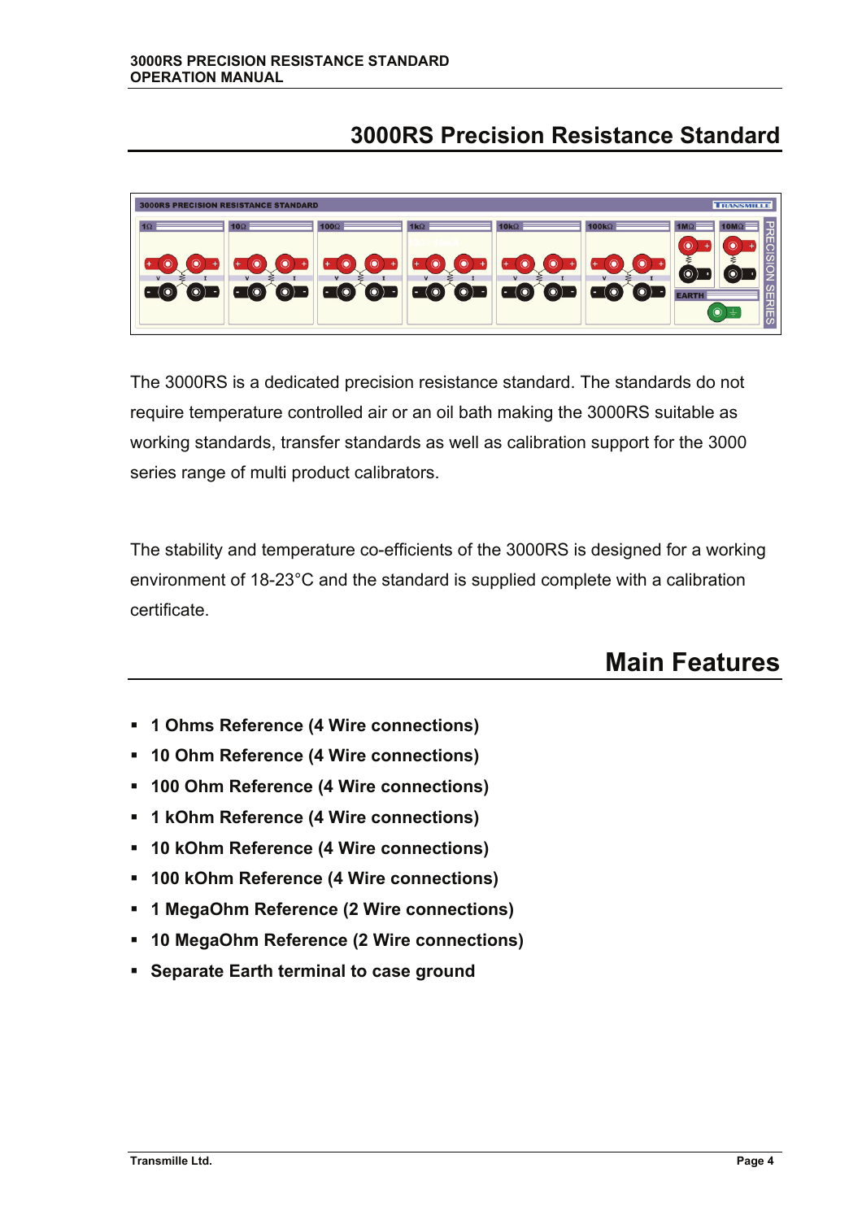# 3000RS Precision Resistance Standard

The 3000RS is a dedicated precision resistance standard. The standards do not require temperature controlled air or an oil bath making the 3000RS suitable as working standards, transfer standards as well as calibration support for the 3000 series range of multi product calibrators.

The stability and temperature co-efficients of the 3000RS is designed for a working environment of 18-23°C and the standard is supplied complete with a calibration certificate.

# Main Features

- **1 Ohms Reference (4 Wire connections)**
- **10 Ohm Reference (4 Wire connections)**
- **100 Ohm Reference (4 Wire connections)**
- **1 kOhm Reference (4 Wire connections)**
- **10 kOhm Reference (4 Wire connections)**
- **100 kOhm Reference (4 Wire connections)**
- **1 MegaOhm Reference (2 Wire connections)**
- **10 MegaOhm Reference (2 Wire connections)**
- **Separate Earth terminal to case ground**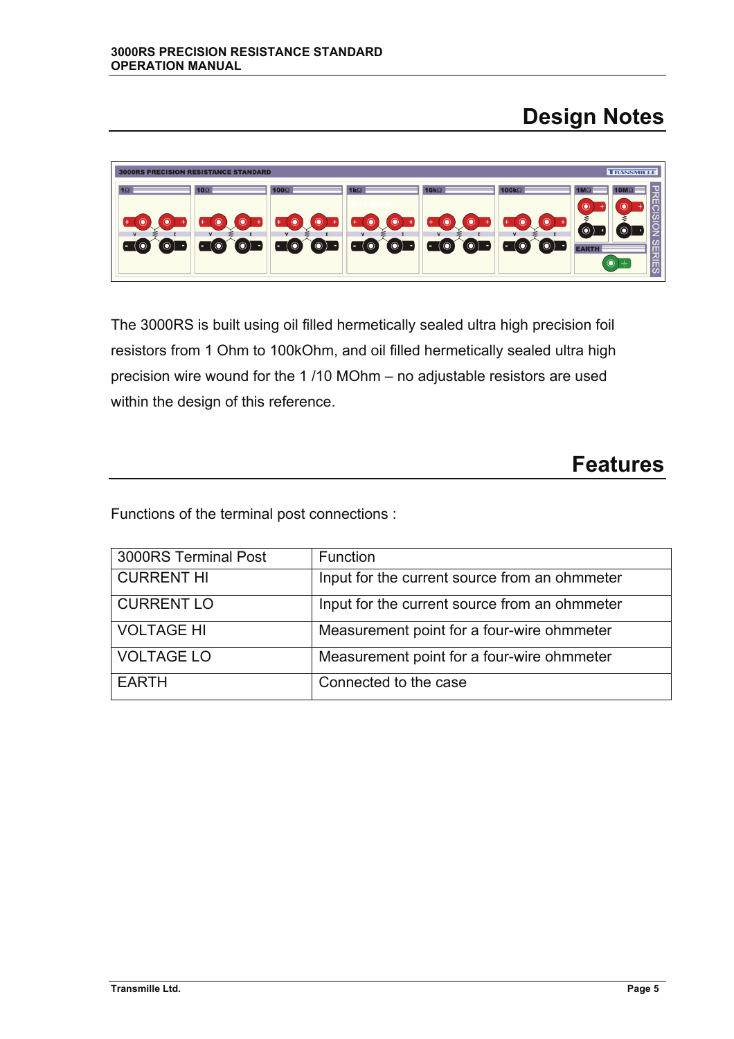## Design Notes

The 3000RS is built using oil filled hermetically sealed ultra high precision foil resistors from 1 Ohm to 100kOhm, and oil filled hermetically sealed ultra high precision wire wound for the 1 /10 MOhm – no adjustable resistors are used within the design of this reference.

## Features

Functions of the terminal post connections :

| 3000RS Terminal Post | Function |
|---|---|
| CURRENT HI | Input for the current source from an ohmmeter |
| CURRENT LO | Input for the current source from an ohmmeter |
| VOLTAGE HI | Measurement point for a four-wire ohmmeter |
| VOLTAGE LO | Measurement point for a four-wire ohmmeter |
| EARTH | Connected to the case |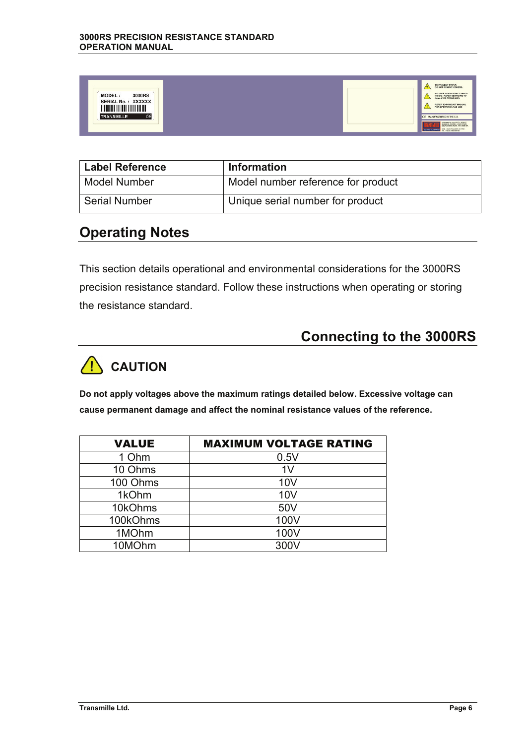| Label Reference | Information |
|---|---|
| Model Number | Model number reference for product |
| Serial Number | Unique serial number for product |

## Operating Notes

This section details operational and environmental considerations for the 3000RS precision resistance standard. Follow these instructions when operating or storing the resistance standard.

## Connecting to the 3000RS

### CAUTION

**Do not apply voltages above the maximum ratings detailed below. Excessive voltage can cause permanent damage and affect the nominal resistance values of the reference.**

| VALUE | MAXIMUM VOLTAGE RATING |
|---|---|
| 1 Ohm | 0.5V |
| 10 Ohms | 1V |
| 100 Ohms | 10V |
| 1kOhm | 10V |
| 10kOhms | 50V |
| 100kOhms | 100V |
| 1MOhm | 100V |
| 10MOhm | 300V |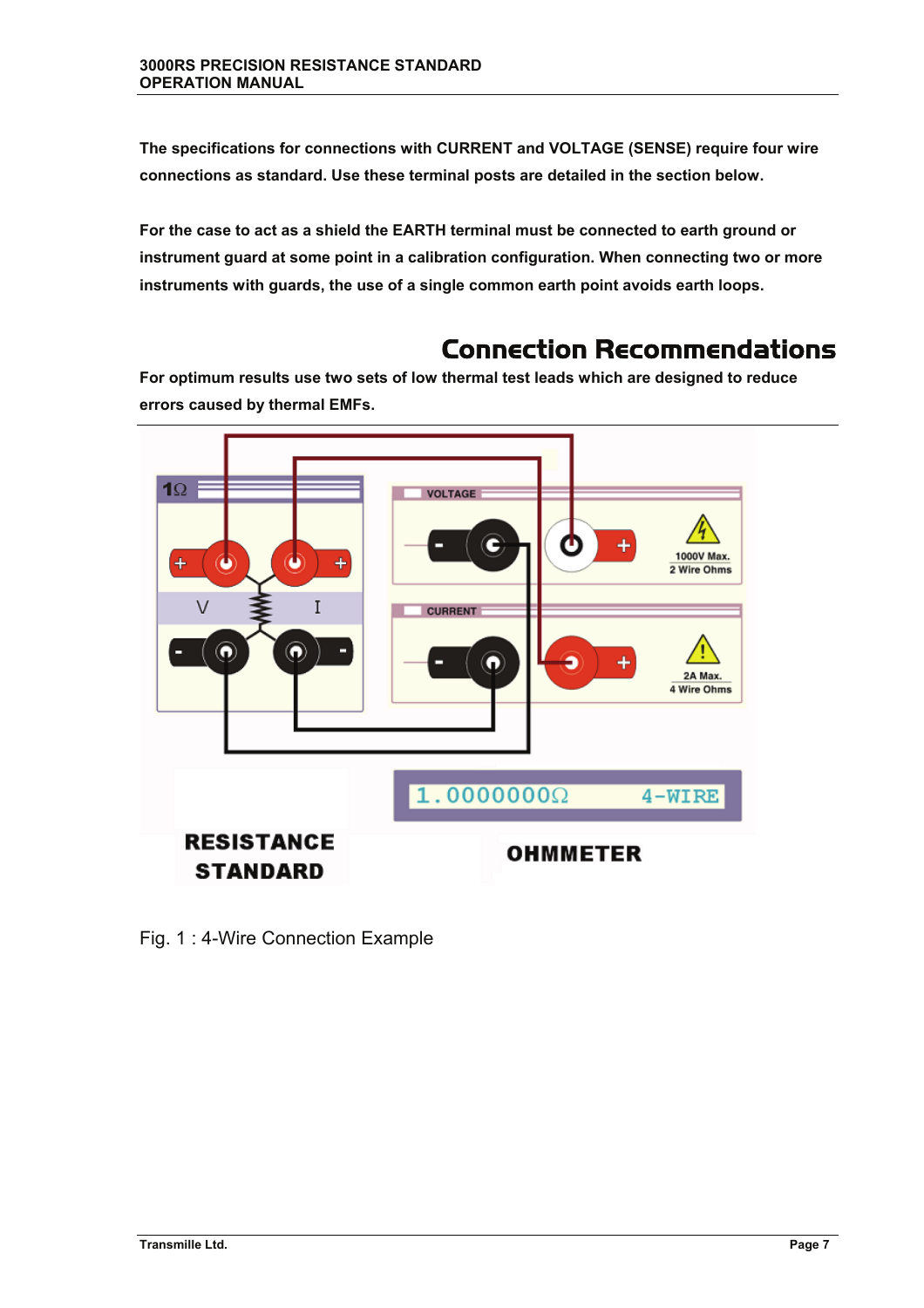**The specifications for connections with CURRENT and VOLTAGE (SENSE) require four wire connections as standard. Use these terminal posts are detailed in the section below.**

**For the case to act as a shield the EARTH terminal must be connected to earth ground or instrument guard at some point in a calibration configuration. When connecting two or more instruments with guards, the use of a single common earth point avoids earth loops.**

# Connection Recommendations

**For optimum results use two sets of low thermal test leads which are designed to reduce errors caused by thermal EMFs.**

Fig. 1 : 4-Wire Connection Example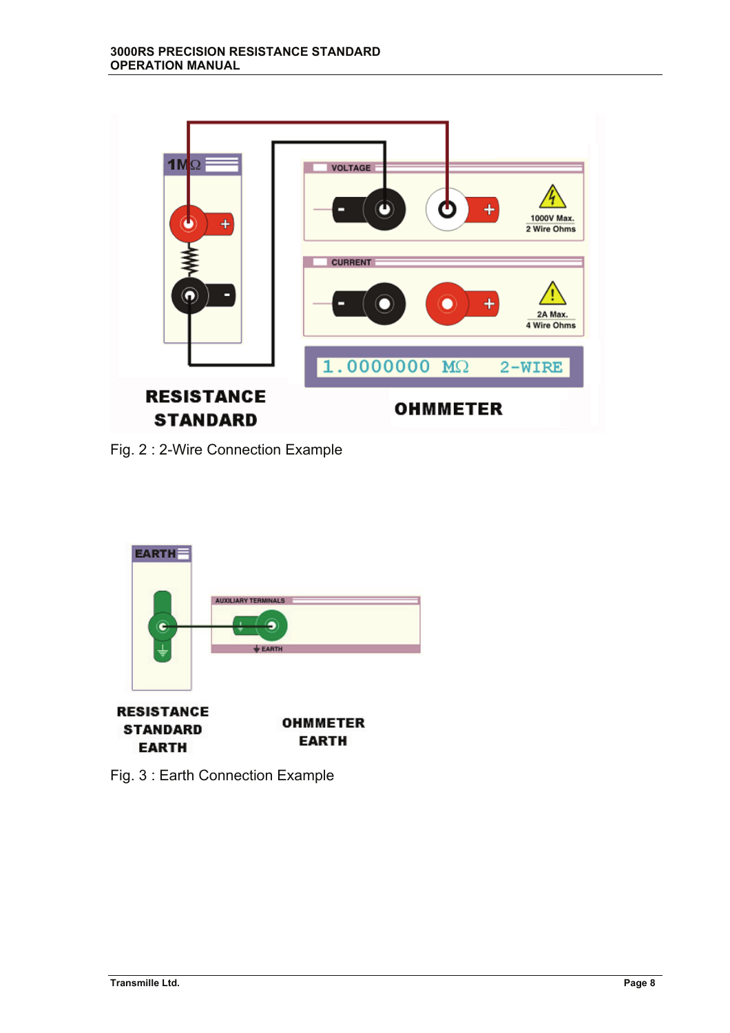Fig. 2 : 2-Wire Connection Example

Fig. 3 : Earth Connection Example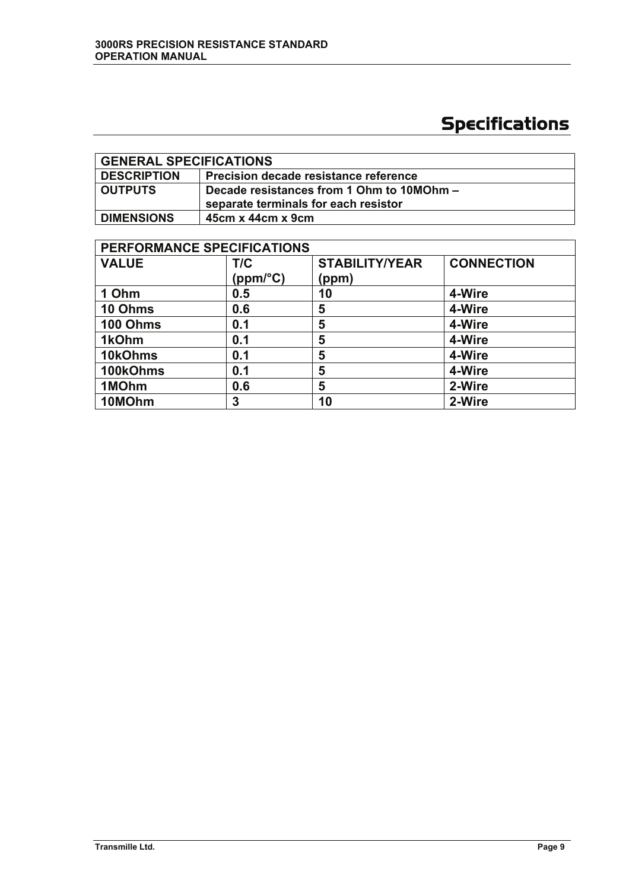# Specifications

| GENERAL SPECIFICATIONS | |
|---|---|
| **DESCRIPTION** | **Precision decade resistance reference** |
| **OUTPUTS** | **Decade resistances from 1 Ohm to 10MOhm – separate terminals for each resistor** |
| **DIMENSIONS** | **45cm x 44cm x 9cm** |

| PERFORMANCE SPECIFICATIONS | | | |
|---|---|---|---|
| **VALUE** | **T/C (ppm/°C)** | **STABILITY/YEAR (ppm)** | **CONNECTION** |
| **1 Ohm** | **0.5** | **10** | **4-Wire** |
| **10 Ohms** | **0.6** | **5** | **4-Wire** |
| **100 Ohms** | **0.1** | **5** | **4-Wire** |
| **1kOhm** | **0.1** | **5** | **4-Wire** |
| **10kOhms** | **0.1** | **5** | **4-Wire** |
| **100kOhms** | **0.1** | **5** | **4-Wire** |
| **1MOhm** | **0.6** | **5** | **2-Wire** |
| **10MOhm** | **3** | **10** | **2-Wire** |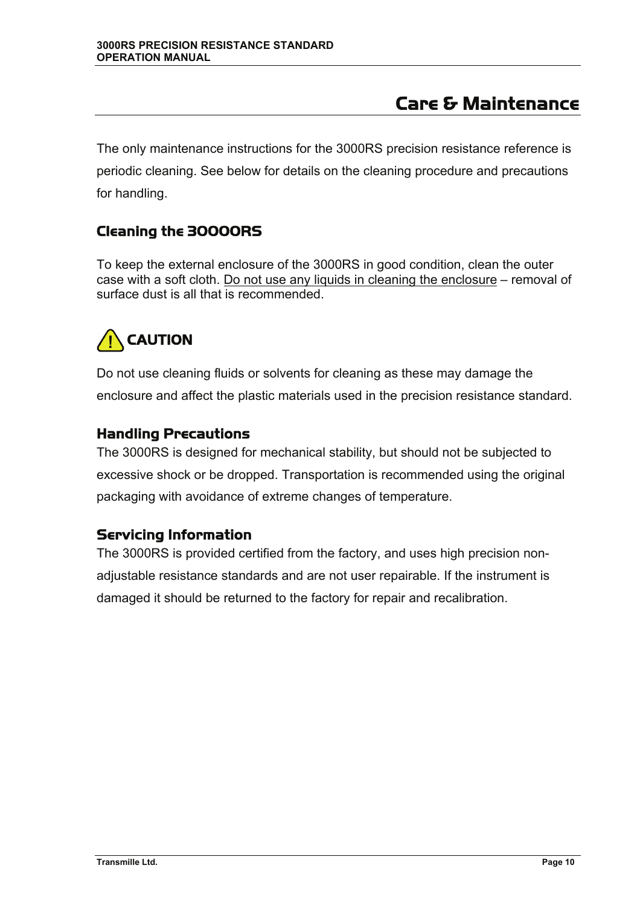# Care & Maintenance

The only maintenance instructions for the 3000RS precision resistance reference is periodic cleaning. See below for details on the cleaning procedure and precautions for handling.

## Cleaning the 30000RS

To keep the external enclosure of the 3000RS in good condition, clean the outer case with a soft cloth. Do not use any liquids in cleaning the enclosure – removal of surface dust is all that is recommended.

## CAUTION

Do not use cleaning fluids or solvents for cleaning as these may damage the enclosure and affect the plastic materials used in the precision resistance standard.

## Handling Precautions

The 3000RS is designed for mechanical stability, but should not be subjected to excessive shock or be dropped. Transportation is recommended using the original packaging with avoidance of extreme changes of temperature.

## Servicing Information

The 3000RS is provided certified from the factory, and uses high precision non-adjustable resistance standards and are not user repairable. If the instrument is damaged it should be returned to the factory for repair and recalibration.